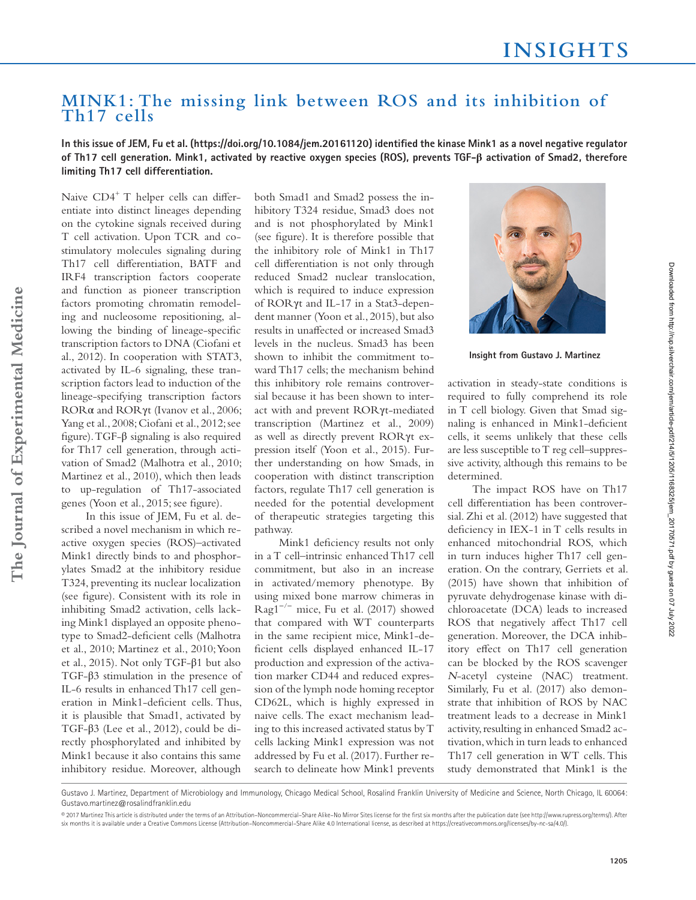# MINK1: The missing link between ROS and its inhibition of Th17 cells

**In this issue of JEM, Fu et al. (https://doi.org/10.1084/jem.20161120) identified the kinase Mink1 as a novel negative regulator of Th17 cell generation. Mink1, activated by reactive oxygen species (ROS), prevents TGF-β activation of Smad2, therefore limiting Th17 cell differentiation.**

Naive $CD4^+$ T helper cells can differentiate into distinct lineages depending on the cytokine signals received during T cell activation. Upon TCR and costimulatory molecules signaling during Th17 cell differentiation, BATF and IRF4 transcription factors cooperate and function as pioneer transcription factors promoting chromatin remodeling and nucleosome repositioning, allowing the binding of lineage-specific transcription factors to DNA (Ciofani et al., 2012). In cooperation with STAT3, activated by IL-6 signaling, these transcription factors lead to induction of the lineage-specifying transcription factors RORα and RORγt (Ivanov et al., 2006; Yang et al., 2008; Ciofani et al., 2012; see figure). TGF-β signaling is also required for Th17 cell generation, through activation of Smad2 (Malhotra et al., 2010; Martinez et al., 2010), which then leads to up-regulation of Th17-associated genes (Yoon et al., 2015; see figure).

In this issue of JEM, Fu et al. described a novel mechanism in which reactive oxygen species (ROS)–activated Mink1 directly binds to and phosphorylates Smad2 at the inhibitory residue T324, preventing its nuclear localization (see figure). Consistent with its role in inhibiting Smad2 activation, cells lacking Mink1 displayed an opposite phenotype to Smad2-deficient cells (Malhotra et al., 2010; Martinez et al., 2010; Yoon et al., 2015). Not only TGF-β1 but also TGF-β3 stimulation in the presence of IL-6 results in enhanced Th17 cell generation in Mink1-deficient cells. Thus, it is plausible that Smad1, activated by TGF-β3 (Lee et al., 2012), could be directly phosphorylated and inhibited by Mink1 because it also contains this same inhibitory residue. Moreover, although both Smad1 and Smad2 possess the inhibitory T324 residue, Smad3 does not and is not phosphorylated by Mink1 (see figure). It is therefore possible that the inhibitory role of Mink1 in Th17 cell differentiation is not only through reduced Smad2 nuclear translocation, which is required to induce expression of RORγt and IL-17 in a Stat3-dependent manner (Yoon et al., 2015), but also results in unaffected or increased Smad3 levels in the nucleus. Smad3 has been shown to inhibit the commitment toward Th17 cells; the mechanism behind this inhibitory role remains controversial because it has been shown to interact with and prevent RORγt-mediated transcription (Martinez et al., 2009) as well as directly prevent RORγt expression itself (Yoon et al., 2015). Further understanding on how Smads, in cooperation with distinct transcription factors, regulate Th17 cell generation is needed for the potential development of therapeutic strategies targeting this pathway.

Mink1 deficiency results not only in a T cell–intrinsic enhanced Th17 cell commitment, but also in an increase in activated/memory phenotype. By using mixed bone marrow chimeras in $Rag1^{-/-}$ mice, Fu et al. (2017) showed that compared with WT counterparts in the same recipient mice, Mink1-deficient cells displayed enhanced IL-17 production and expression of the activation marker CD44 and reduced expression of the lymph node homing receptor CD62L, which is highly expressed in naive cells. The exact mechanism leading to this increased activated status by T cells lacking Mink1 expression was not addressed by Fu et al. (2017). Further research to delineate how Mink1 prevents activation in steady-state conditions is required to fully comprehend its role in T cell biology. Given that Smad signaling is enhanced in Mink1-deficient cells, it seems unlikely that these cells are less susceptible to T reg cell–suppressive activity, although this remains to be determined.

Insight from Gustavo J. Martinez

The impact ROS have on Th17 cell differentiation has been controversial. Zhi et al. (2012) have suggested that deficiency in IEX-1 in T cells results in enhanced mitochondrial ROS, which in turn induces higher Th17 cell generation. On the contrary, Gerriets et al. (2015) have shown that inhibition of pyruvate dehydrogenase kinase with dichloroacetate (DCA) leads to increased ROS that negatively affect Th17 cell generation. Moreover, the DCA inhibitory effect on Th17 cell generation can be blocked by the ROS scavenger *N*-acetyl cysteine (NAC) treatment. Similarly, Fu et al. (2017) also demonstrate that inhibition of ROS by NAC treatment leads to a decrease in Mink1 activity, resulting in enhanced Smad2 activation, which in turn leads to enhanced Th17 cell generation in WT cells. This study demonstrated that Mink1 is the

Gustavo J. Martinez, Department of Microbiology and Immunology, Chicago Medical School, Rosalind Franklin University of Medicine and Science, North Chicago, IL 60064: Gustavo.martinez@rosalindfranklin.edu

© 2017 Martinez This article is distributed under the terms of an Attribution–Noncommercial–Share Alike–No Mirror Sites license for the first six months after the publication date (see http://www.rupress.org/terms/). After six months it is available under a Creative Commons License (Attribution–Noncommercial–Share Alike 4.0 International license, as described at https://creativecommons.org/licenses/by-nc-sa/4.0/).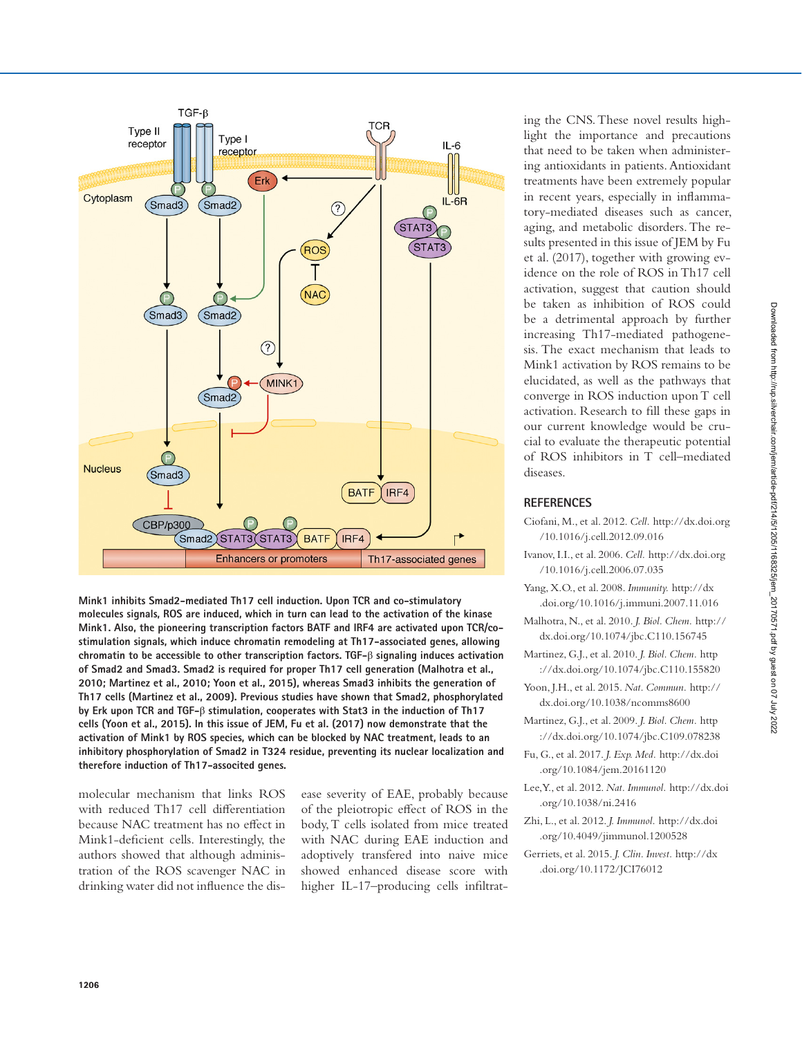Mink1 inhibits Smad2-mediated Th17 cell induction. Upon TCR and co-stimulatory molecules signals, ROS are induced, which in turn can lead to the activation of the kinase Mink1. Also, the pioneering transcription factors BATF and IRF4 are activated upon TCR/co-stimulation signals, which induce chromatin remodeling at Th17-associated genes, allowing chromatin to be accessible to other transcription factors. TGF-β signaling induces activation of Smad2 and Smad3. Smad2 is required for proper Th17 cell generation (Malhotra et al., 2010; Martinez et al., 2010; Yoon et al., 2015), whereas Smad3 inhibits the generation of Th17 cells (Martinez et al., 2009). Previous studies have shown that Smad2, phosphorylated by Erk upon TCR and TGF-β stimulation, cooperates with Stat3 in the induction of Th17 cells (Yoon et al., 2015). In this issue of JEM, Fu et al. (2017) now demonstrate that the activation of Mink1 by ROS species, which can be blocked by NAC treatment, leads to an inhibitory phosphorylation of Smad2 in T324 residue, preventing its nuclear localization and therefore induction of Th17-associted genes.

molecular mechanism that links ROS with reduced Th17 cell differentiation because NAC treatment has no effect in Mink1-deficient cells. Interestingly, the authors showed that although administration of the ROS scavenger NAC in drinking water did not influence the disease severity of EAE, probably because of the pleiotropic effect of ROS in the body, T cells isolated from mice treated with NAC during EAE induction and adoptively transfered into naive mice showed enhanced disease score with higher IL-17–producing cells infiltrating the CNS. These novel results highlight the importance and precautions that need to be taken when administering antioxidants in patients. Antioxidant treatments have been extremely popular in recent years, especially in inflammatory-mediated diseases such as cancer, aging, and metabolic disorders. The results presented in this issue of JEM by Fu et al. (2017), together with growing evidence on the role of ROS in Th17 cell activation, suggest that caution should be taken as inhibition of ROS could be a detrimental approach by further increasing Th17-mediated pathogenesis. The exact mechanism that leads to Mink1 activation by ROS remains to be elucidated, as well as the pathways that converge in ROS induction upon T cell activation. Research to fill these gaps in our current knowledge would be crucial to evaluate the therapeutic potential of ROS inhibitors in T cell–mediated diseases.

## REFERENCES

Ciofani, M., et al. 2012. *Cell.* http://dx.doi.org/10.1016/j.cell.2012.09.016

Ivanov, I.I., et al. 2006. *Cell.* http://dx.doi.org/10.1016/j.cell.2006.07.035

Yang, X.O., et al. 2008. *Immunity.* http://dx.doi.org/10.1016/j.immuni.2007.11.016

Malhotra, N., et al. 2010. *J. Biol. Chem.* http://dx.doi.org/10.1074/jbc.C110.156745

Martinez, G.J., et al. 2010. *J. Biol. Chem.* http://dx.doi.org/10.1074/jbc.C110.155820

Yoon, J.H., et al. 2015. *Nat. Commun.* http://dx.doi.org/10.1038/ncomms8600

Martinez, G.J., et al. 2009. *J. Biol. Chem.* http://dx.doi.org/10.1074/jbc.C109.078238

Fu, G., et al. 2017. *J. Exp. Med.* http://dx.doi.org/10.1084/jem.20161120

Lee, Y., et al. 2012. *Nat. Immunol.* http://dx.doi.org/10.1038/ni.2416

Zhi, L., et al. 2012. *J. Immunol.* http://dx.doi.org/10.4049/jimmunol.1200528

Gerriets, et al. 2015. *J. Clin. Invest.* http://dx.doi.org/10.1172/JCI76012